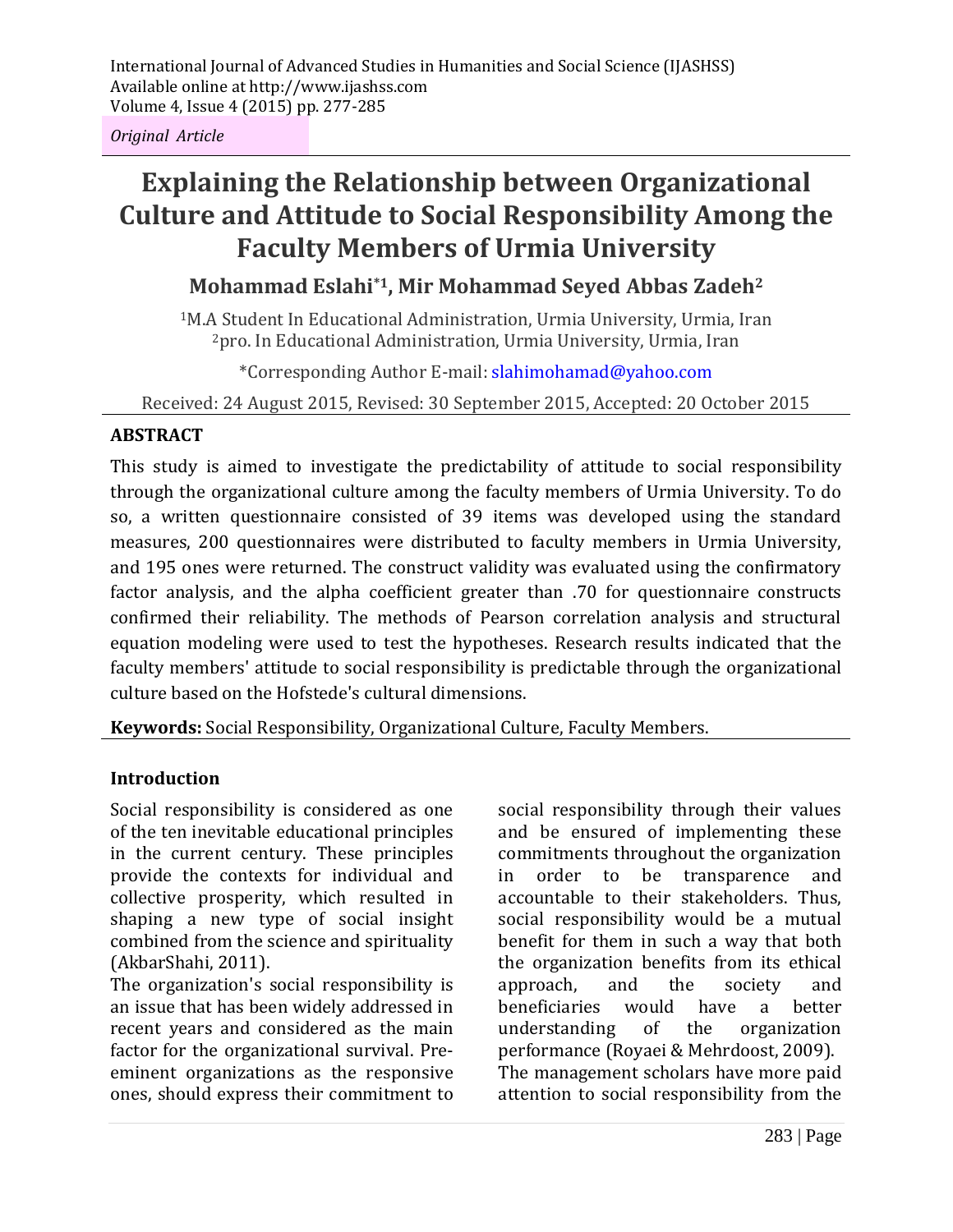*Original Article*

# Explaining the Relationship between Organizational Culture and Attitude to Social Responsibility Among the Faculty Members of Urmia University

**Mohammad Eslahi*[1], Mir Mohammad Seyed Abbas Zadeh[2]**

[1]M.A Student In Educational Administration, Urmia University, Urmia, Iran
[2]pro. In Educational Administration, Urmia University, Urmia, Iran

*Corresponding Author E-mail: slahimohamad@yahoo.com

Received: 24 August 2015, Revised: 30 September 2015, Accepted: 20 October 2015

## ABSTRACT

This study is aimed to investigate the predictability of attitude to social responsibility through the organizational culture among the faculty members of Urmia University. To do so, a written questionnaire consisted of 39 items was developed using the standard measures, 200 questionnaires were distributed to faculty members in Urmia University, and 195 ones were returned. The construct validity was evaluated using the confirmatory factor analysis, and the alpha coefficient greater than .70 for questionnaire constructs confirmed their reliability. The methods of Pearson correlation analysis and structural equation modeling were used to test the hypotheses. Research results indicated that the faculty members' attitude to social responsibility is predictable through the organizational culture based on the Hofstede's cultural dimensions.

**Keywords:** Social Responsibility, Organizational Culture, Faculty Members.

## Introduction

Social responsibility is considered as one of the ten inevitable educational principles in the current century. These principles provide the contexts for individual and collective prosperity, which resulted in shaping a new type of social insight combined from the science and spirituality (AkbarShahi, 2011).

The organization's social responsibility is an issue that has been widely addressed in recent years and considered as the main factor for the organizational survival. Pre-eminent organizations as the responsive ones, should express their commitment to social responsibility through their values and be ensured of implementing these commitments throughout the organization in order to be transparence and accountable to their stakeholders. Thus, social responsibility would be a mutual benefit for them in such a way that both the organization benefits from its ethical approach, and the society and beneficiaries would have a better understanding of the organization performance (Royaei & Mehrdoost, 2009).

The management scholars have more paid attention to social responsibility from the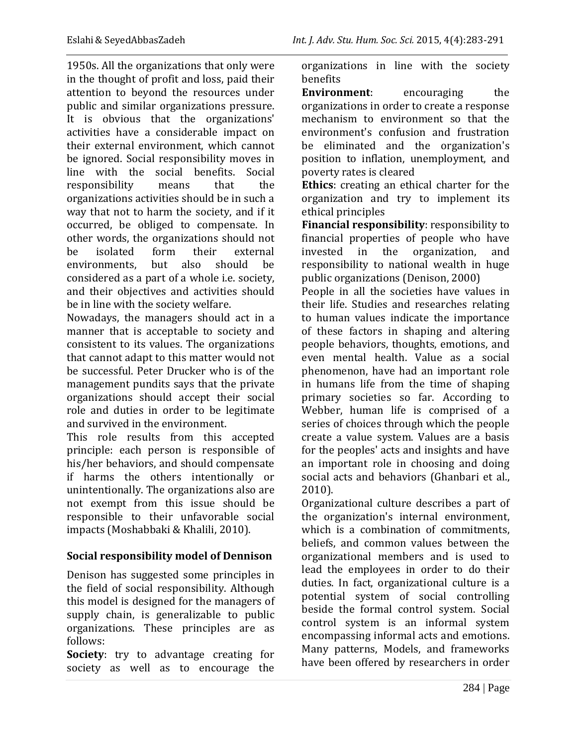1950s. All the organizations that only were in the thought of profit and loss, paid their attention to beyond the resources under public and similar organizations pressure. It is obvious that the organizations' activities have a considerable impact on their external environment, which cannot be ignored. Social responsibility moves in line with the social benefits. Social responsibility means that the organizations activities should be in such a way that not to harm the society, and if it occurred, be obliged to compensate. In other words, the organizations should not be isolated form their external environments, but also should be considered as a part of a whole i.e. society, and their objectives and activities should be in line with the society welfare.

Nowadays, the managers should act in a manner that is acceptable to society and consistent to its values. The organizations that cannot adapt to this matter would not be successful. Peter Drucker who is of the management pundits says that the private organizations should accept their social role and duties in order to be legitimate and survived in the environment.

This role results from this accepted principle: each person is responsible of his/her behaviors, and should compensate if harms the others intentionally or unintentionally. The organizations also are not exempt from this issue should be responsible to their unfavorable social impacts (Moshabbaki & Khalili, 2010).

## Social responsibility model of Dennison

Denison has suggested some principles in the field of social responsibility. Although this model is designed for the managers of supply chain, is generalizable to public organizations. These principles are as follows:

**Society**: try to advantage creating for society as well as to encourage the organizations in line with the society benefits

**Environment**: encouraging the organizations in order to create a response mechanism to environment so that the environment's confusion and frustration be eliminated and the organization's position to inflation, unemployment, and poverty rates is cleared

**Ethics**: creating an ethical charter for the organization and try to implement its ethical principles

**Financial responsibility**: responsibility to financial properties of people who have invested in the organization, and responsibility to national wealth in huge public organizations (Denison, 2000)

People in all the societies have values in their life. Studies and researches relating to human values indicate the importance of these factors in shaping and altering people behaviors, thoughts, emotions, and even mental health. Value as a social phenomenon, have had an important role in humans life from the time of shaping primary societies so far. According to Webber, human life is comprised of a series of choices through which the people create a value system. Values are a basis for the peoples' acts and insights and have an important role in choosing and doing social acts and behaviors (Ghanbari et al., 2010).

Organizational culture describes a part of the organization's internal environment, which is a combination of commitments, beliefs, and common values between the organizational members and is used to lead the employees in order to do their duties. In fact, organizational culture is a potential system of social controlling beside the formal control system. Social control system is an informal system encompassing informal acts and emotions. Many patterns, Models, and frameworks have been offered by researchers in order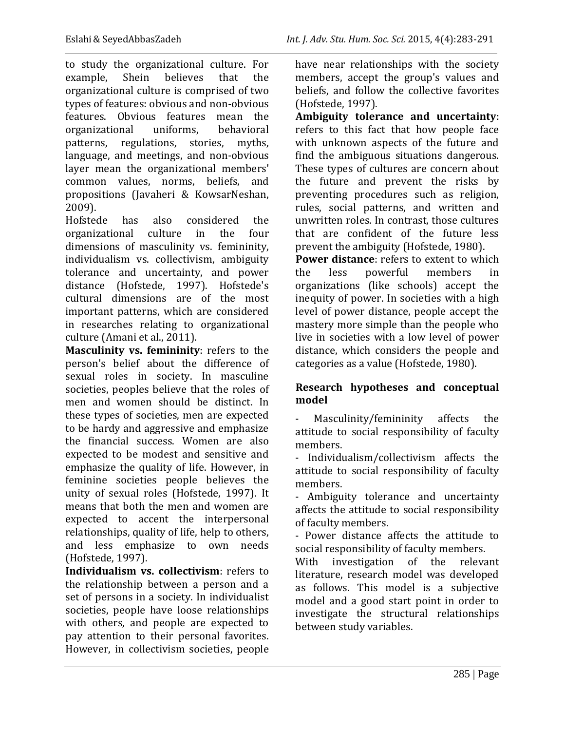to study the organizational culture. For example, Shein believes that the organizational culture is comprised of two types of features: obvious and non-obvious features. Obvious features mean the organizational uniforms, behavioral patterns, regulations, stories, myths, language, and meetings, and non-obvious layer mean the organizational members' common values, norms, beliefs, and propositions (Javaheri & KowsarNeshan, 2009).

Hofstede has also considered the organizational culture in the four dimensions of masculinity vs. femininity, individualism vs. collectivism, ambiguity tolerance and uncertainty, and power distance (Hofstede, 1997). Hofstede's cultural dimensions are of the most important patterns, which are considered in researches relating to organizational culture (Amani et al., 2011).

**Masculinity vs. femininity**: refers to the person's belief about the difference of sexual roles in society. In masculine societies, peoples believe that the roles of men and women should be distinct. In these types of societies, men are expected to be hardy and aggressive and emphasize the financial success. Women are also expected to be modest and sensitive and emphasize the quality of life. However, in feminine societies people believes the unity of sexual roles (Hofstede, 1997). It means that both the men and women are expected to accent the interpersonal relationships, quality of life, help to others, and less emphasize to own needs (Hofstede, 1997).

**Individualism vs. collectivism**: refers to the relationship between a person and a set of persons in a society. In individualist societies, people have loose relationships with others, and people are expected to pay attention to their personal favorites. However, in collectivism societies, people have near relationships with the society members, accept the group's values and beliefs, and follow the collective favorites (Hofstede, 1997).

**Ambiguity tolerance and uncertainty**: refers to this fact that how people face with unknown aspects of the future and find the ambiguous situations dangerous. These types of cultures are concern about the future and prevent the risks by preventing procedures such as religion, rules, social patterns, and written and unwritten roles. In contrast, those cultures that are confident of the future less prevent the ambiguity (Hofstede, 1980).

**Power distance**: refers to extent to which the less powerful members in organizations (like schools) accept the inequity of power. In societies with a high level of power distance, people accept the mastery more simple than the people who live in societies with a low level of power distance, which considers the people and categories as a value (Hofstede, 1980).

## Research hypotheses and conceptual model

- Masculinity/femininity affects the attitude to social responsibility of faculty members.
- Individualism/collectivism affects the attitude to social responsibility of faculty members.
- Ambiguity tolerance and uncertainty affects the attitude to social responsibility of faculty members.
- Power distance affects the attitude to social responsibility of faculty members.

With investigation of the relevant literature, research model was developed as follows. This model is a subjective model and a good start point in order to investigate the structural relationships between study variables.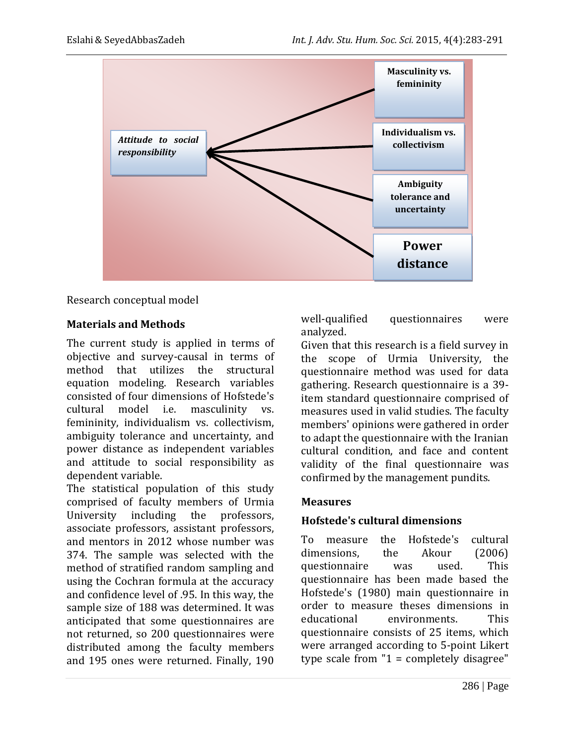Research conceptual model

## Materials and Methods

The current study is applied in terms of objective and survey-causal in terms of method that utilizes the structural equation modeling. Research variables consisted of four dimensions of Hofstede's cultural model i.e. masculinity vs. femininity, individualism vs. collectivism, ambiguity tolerance and uncertainty, and power distance as independent variables and attitude to social responsibility as dependent variable.

The statistical population of this study comprised of faculty members of Urmia University including the professors, associate professors, assistant professors, and mentors in 2012 whose number was 374. The sample was selected with the method of stratified random sampling and using the Cochran formula at the accuracy and confidence level of .95. In this way, the sample size of 188 was determined. It was anticipated that some questionnaires are not returned, so 200 questionnaires were distributed among the faculty members and 195 ones were returned. Finally, 190 well-qualified questionnaires were analyzed.

Given that this research is a field survey in the scope of Urmia University, the questionnaire method was used for data gathering. Research questionnaire is a 39-item standard questionnaire comprised of measures used in valid studies. The faculty members' opinions were gathered in order to adapt the questionnaire with the Iranian cultural condition, and face and content validity of the final questionnaire was confirmed by the management pundits.

## Measures

### Hofstede's cultural dimensions

To measure the Hofstede's cultural dimensions, the Akour (2006) questionnaire was used. This questionnaire has been made based the Hofstede's (1980) main questionnaire in order to measure theses dimensions in educational environments. This questionnaire consists of 25 items, which were arranged according to 5-point Likert type scale from "1 = completely disagree"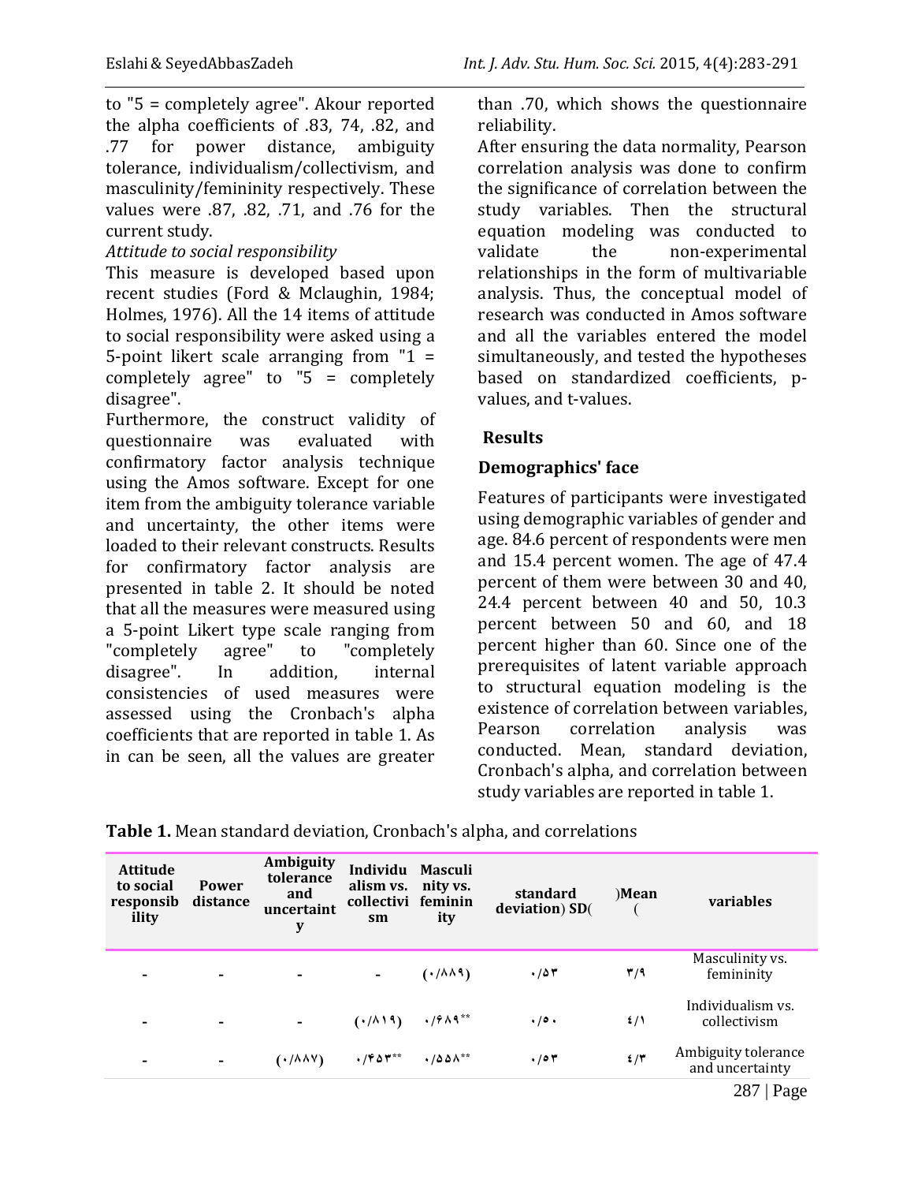to "5 = completely agree". Akour reported the alpha coefficients of .83, 74, .82, and .77 for power distance, ambiguity tolerance, individualism/collectivism, and masculinity/femininity respectively. These values were .87, .82, .71, and .76 for the current study.

*Attitude to social responsibility*

This measure is developed based upon recent studies (Ford & Mclaughin, 1984; Holmes, 1976). All the 14 items of attitude to social responsibility were asked using a 5-point likert scale arranging from "1 = completely agree" to "5 = completely disagree".

Furthermore, the construct validity of questionnaire was evaluated with confirmatory factor analysis technique using the Amos software. Except for one item from the ambiguity tolerance variable and uncertainty, the other items were loaded to their relevant constructs. Results for confirmatory factor analysis are presented in table 2. It should be noted that all the measures were measured using a 5-point Likert type scale ranging from "completely agree" to "completely disagree". In addition, internal consistencies of used measures were assessed using the Cronbach's alpha coefficients that are reported in table 1. As in can be seen, all the values are greater than .70, which shows the questionnaire reliability.

After ensuring the data normality, Pearson correlation analysis was done to confirm the significance of correlation between the study variables. Then the structural equation modeling was conducted to validate the non-experimental relationships in the form of multivariable analysis. Thus, the conceptual model of research was conducted in Amos software and all the variables entered the model simultaneously, and tested the hypotheses based on standardized coefficients, p-values, and t-values.

## Results

### Demographics' face

Features of participants were investigated using demographic variables of gender and age. 84.6 percent of respondents were men and 15.4 percent women. The age of 47.4 percent of them were between 30 and 40, 24.4 percent between 40 and 50, 10.3 percent between 50 and 60, and 18 percent higher than 60. Since one of the prerequisites of latent variable approach to structural equation modeling is the existence of correlation between variables, Pearson correlation analysis was conducted. Mean, standard deviation, Cronbach's alpha, and correlation between study variables are reported in table 1.

**Table 1.** Mean standard deviation, Cronbach's alpha, and correlations

| Attitude to social responsibility | Power distance | Ambiguity tolerance and uncertainty | Individualism vs. collectivism | Masculinity vs. femininity | standard deviation) SD( | )Mean ( | variables |
|---|---|---|---|---|---|---|---|
| - | - | - | - | (۰/۸۸۹) | ۰/۵۳ | ۳/۹ | Masculinity vs. femininity |
| - | - | - | (۰/۸۱۹) | ۰/۶۸۹** | ۰/۵۰ | ٤/۱ | Individualism vs. collectivism |
| - | - | (۰/۸۸۷) | ۰/۴۵۳** | ۰/۵۵۸** | ۰/۵۳ | ٤/۳ | Ambiguity tolerance and uncertainty |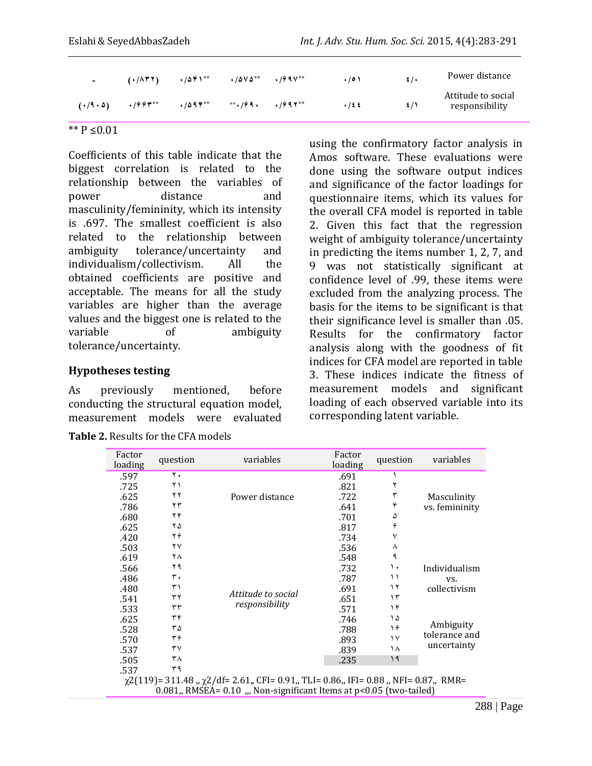| - | (۰/۸۳۲) | ۰/۵۴۱** | ۰/۵۷۵** | ۰/۶۹۷** | ۰/٥١ | ٤/٠ | Power distance |
|---|---|---|---|---|---|---|---|
| (۰/۹۰۵) | ۰/۶۶۳** | ۰/۵۹۴** | **۰/۶۹۰ | ۰/۶۹۲** | ۰/٤٤ | ٤/١ | Attitude to social responsibility |

** P ≤0.01

Coefficients of this table indicate that the biggest correlation is related to the relationship between the variables of power distance and masculinity/femininity, which its intensity is .697. The smallest coefficient is also related to the relationship between ambiguity tolerance/uncertainty and individualism/collectivism. All the obtained coefficients are positive and acceptable. The means for all the study variables are higher than the average values and the biggest one is related to the variable of ambiguity tolerance/uncertainty.

## Hypotheses testing

As previously mentioned, before conducting the structural equation model, measurement models were evaluated using the confirmatory factor analysis in Amos software. These evaluations were done using the software output indices and significance of the factor loadings for questionnaire items, which its values for the overall CFA model is reported in table 2. Given this fact that the regression weight of ambiguity tolerance/uncertainty in predicting the items number 1, 2, 7, and 9 was not statistically significant at confidence level of .99, these items were excluded from the analyzing process. The basis for the items to be significant is that their significance level is smaller than .05. Results for the confirmatory factor analysis along with the goodness of fit indices for CFA model are reported in table 3. These indices indicate the fitness of measurement models and significant loading of each observed variable into its corresponding latent variable.

**Table 2.** Results for the CFA models

| Factor loading | question | variables | Factor loading | question | variables |
|---|---|---|---|---|---|
| .597 | ۲۰ | Power distance | .691 | ۱ | Masculinity vs. femininity |
| .725 | ۲۱ | | .821 | ۲ | |
| .625 | ۲۲ | | .722 | ۳ | |
| .786 | ۲۳ | | .641 | ۴ | |
| .680 | ۲۴ | | .701 | ۵ | |
| .625 | ۲۵ | | .817 | ۶ | |
| .420 | ۲۶ | | .734 | ۷ | |
| .503 | ۲۷ | *Attitude to social responsibility* | .536 | ۸ | Individualism vs. collectivism |
| .619 | ۲۸ | | .548 | ۹ | |
| .566 | ۲۹ | | .732 | ۱۰ | |
| .486 | ۳۰ | | .787 | ۱۱ | |
| .480 | ۳۱ | | .691 | ۱۲ | |
| .541 | ۳۲ | | .651 | ۱۳ | |
| .533 | ۳۳ | | .571 | ۱۴ | |
| .625 | ۳۴ | | .746 | ۱۵ | Ambiguity tolerance and uncertainty |
| .528 | ۳۵ | | .788 | ۱۶ | |
| .570 | ۳۶ | | .893 | ۱۷ | |
| .537 | ۳۷ | | .839 | ۱۸ | |
| .505 | ۳۸ | | .235 | ۱۹ | |
| .537 | ۳۹ | | | | |

$\chi^2(119)$= 311.48 ,, $\chi^2$/df= 2.61,, CFI= 0.91,, TLI= 0.86,, IFI= 0.88 ,, NFI= 0.87,, RMR= 0.081,, RMSEA= 0.10 ,,, Non-significant Items at p<0.05 (two-tailed)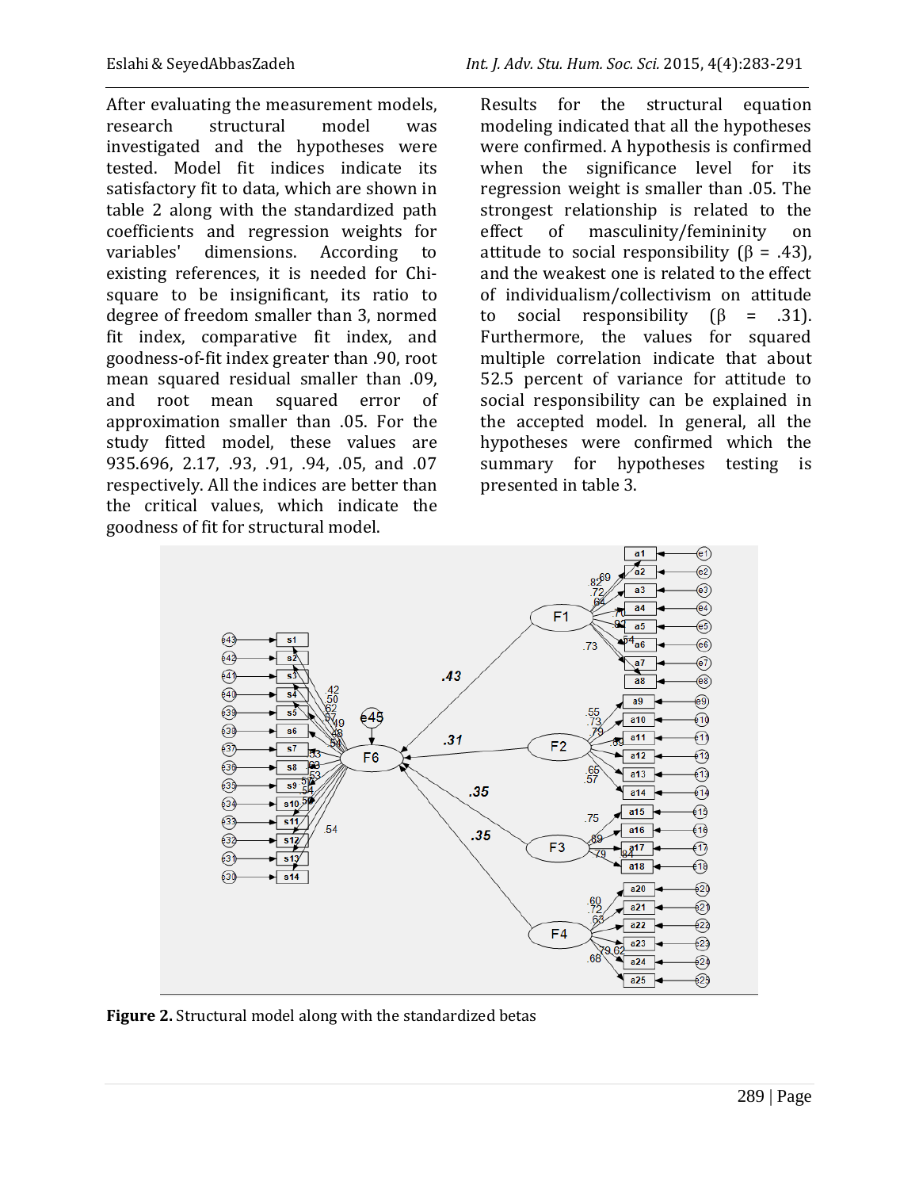After evaluating the measurement models, research structural model was investigated and the hypotheses were tested. Model fit indices indicate its satisfactory fit to data, which are shown in table 2 along with the standardized path coefficients and regression weights for variables' dimensions. According to existing references, it is needed for Chi-square to be insignificant, its ratio to degree of freedom smaller than 3, normed fit index, comparative fit index, and goodness-of-fit index greater than .90, root mean squared residual smaller than .09, and root mean squared error of approximation smaller than .05. For the study fitted model, these values are 935.696, 2.17, .93, .91, .94, .05, and .07 respectively. All the indices are better than the critical values, which indicate the goodness of fit for structural model.

Results for the structural equation modeling indicated that all the hypotheses were confirmed. A hypothesis is confirmed when the significance level for its regression weight is smaller than .05. The strongest relationship is related to the effect of masculinity/femininity on attitude to social responsibility (β = .43), and the weakest one is related to the effect of individualism/collectivism on attitude to social responsibility (β = .31). Furthermore, the values for squared multiple correlation indicate that about 52.5 percent of variance for attitude to social responsibility can be explained in the accepted model. In general, all the hypotheses were confirmed which the summary for hypotheses testing is presented in table 3.

**Figure 2.** Structural model along with the standardized betas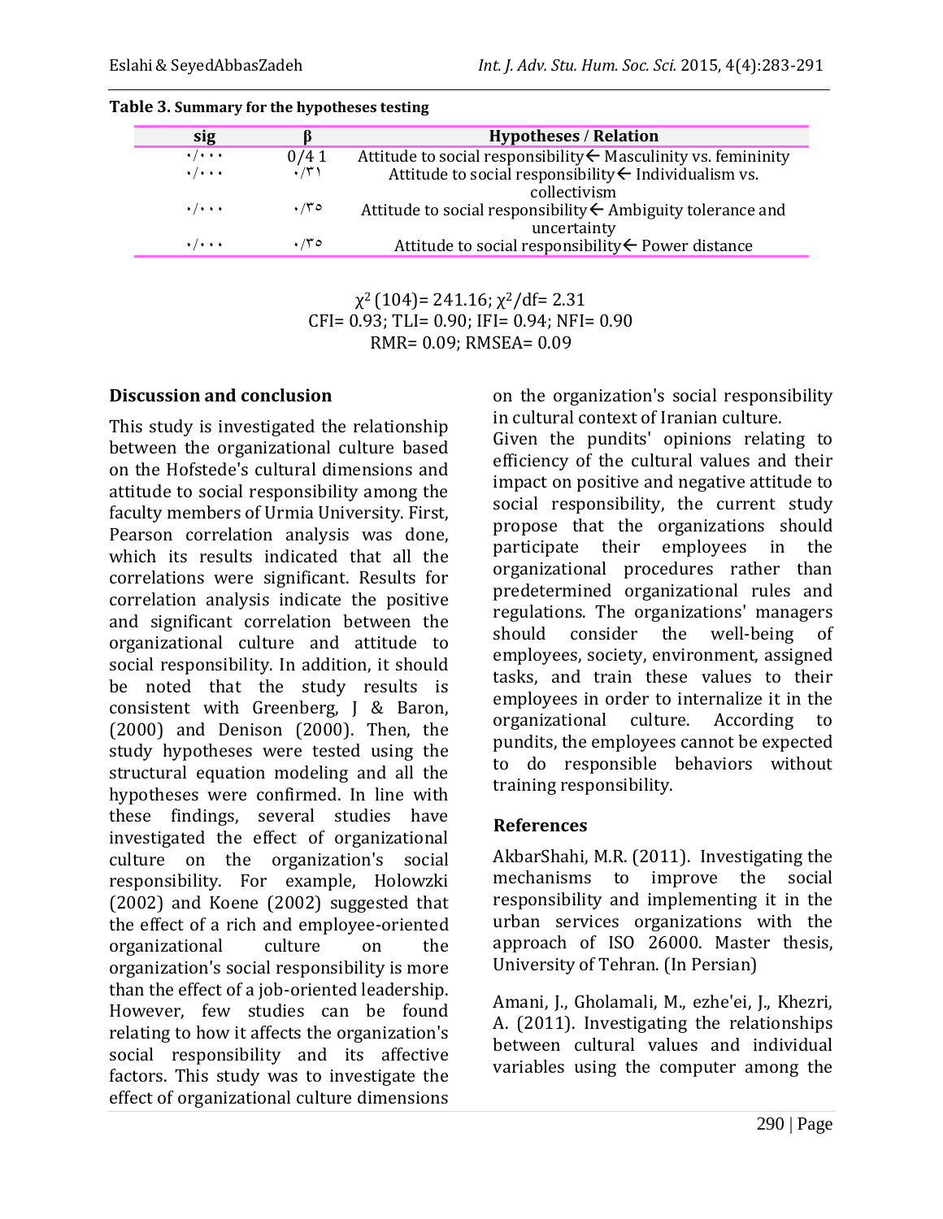**Table 3.** Summary for the hypotheses testing

| sig | β | Hypotheses / Relation |
|---|---|---|
| ۰/۰۰۰ | 0/4 1 | Attitude to social responsibility← Masculinity vs. femininity |
| ۰/۰۰۰ | ۰/۳۱ | Attitude to social responsibility← Individualism vs. collectivism |
| ۰/۰۰۰ | ۰/۳۵ | Attitude to social responsibility← Ambiguity tolerance and uncertainty |
| ۰/۰۰۰ | ۰/۳۵ | Attitude to social responsibility← Power distance |

$\chi^2$ (104)= 241.16; $\chi^2$/df= 2.31
CFI= 0.93; TLI= 0.90; IFI= 0.94; NFI= 0.90
RMR= 0.09; RMSEA= 0.09

## Discussion and conclusion

This study is investigated the relationship between the organizational culture based on the Hofstede's cultural dimensions and attitude to social responsibility among the faculty members of Urmia University. First, Pearson correlation analysis was done, which its results indicated that all the correlations were significant. Results for correlation analysis indicate the positive and significant correlation between the organizational culture and attitude to social responsibility. In addition, it should be noted that the study results is consistent with Greenberg, J & Baron, (2000) and Denison (2000). Then, the study hypotheses were tested using the structural equation modeling and all the hypotheses were confirmed. In line with these findings, several studies have investigated the effect of organizational culture on the organization's social responsibility. For example, Holowzki (2002) and Koene (2002) suggested that the effect of a rich and employee-oriented organizational culture on the organization's social responsibility is more than the effect of a job-oriented leadership. However, few studies can be found relating to how it affects the organization's social responsibility and its affective factors. This study was to investigate the effect of organizational culture dimensions on the organization's social responsibility in cultural context of Iranian culture.

Given the pundits' opinions relating to efficiency of the cultural values and their impact on positive and negative attitude to social responsibility, the current study propose that the organizations should participate their employees in the organizational procedures rather than predetermined organizational rules and regulations. The organizations' managers should consider the well-being of employees, society, environment, assigned tasks, and train these values to their employees in order to internalize it in the organizational culture. According to pundits, the employees cannot be expected to do responsible behaviors without training responsibility.

## References

AkbarShahi, M.R. (2011). Investigating the mechanisms to improve the social responsibility and implementing it in the urban services organizations with the approach of ISO 26000. Master thesis, University of Tehran. (In Persian)

Amani, J., Gholamali, M., ezhe'ei, J., Khezri, A. (2011). Investigating the relationships between cultural values and individual variables using the computer among the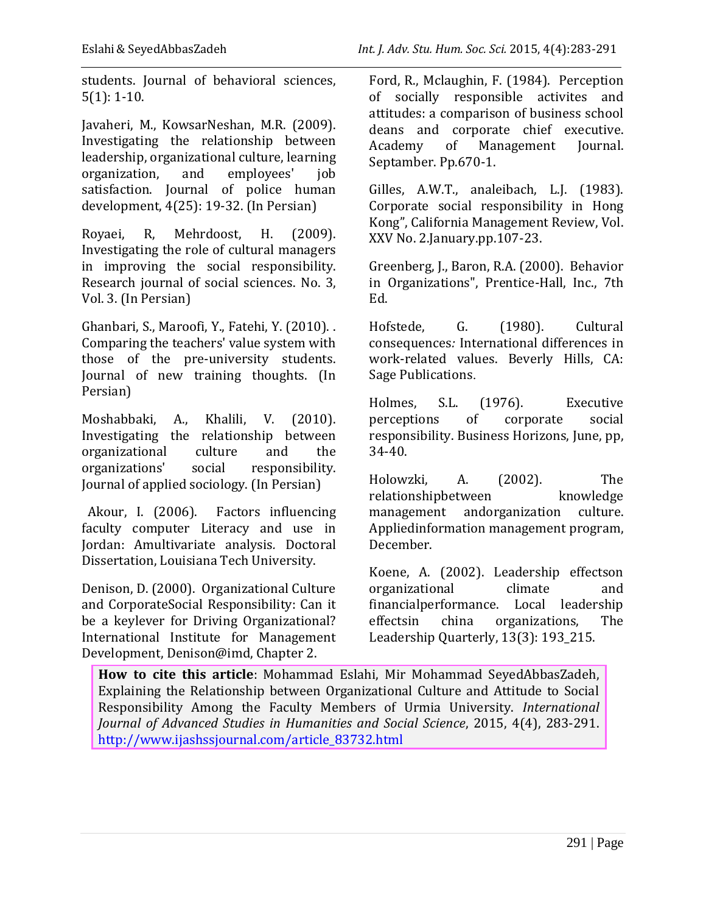students. Journal of behavioral sciences, 5(1): 1-10.

Javaheri, M., KowsarNeshan, M.R. (2009). Investigating the relationship between leadership, organizational culture, learning organization, and employees' job satisfaction. Journal of police human development, 4(25): 19-32. (In Persian)

Royaei, R, Mehrdoost, H. (2009). Investigating the role of cultural managers in improving the social responsibility. Research journal of social sciences. No. 3, Vol. 3. (In Persian)

Ghanbari, S., Maroofi, Y., Fatehi, Y. (2010). . Comparing the teachers' value system with those of the pre-university students. Journal of new training thoughts. (In Persian)

Moshabbaki, A., Khalili, V. (2010). Investigating the relationship between organizational culture and the organizations' social responsibility. Journal of applied sociology. (In Persian)

Akour, I. (2006). Factors influencing faculty computer Literacy and use in Jordan: Amultivariate analysis. Doctoral Dissertation, Louisiana Tech University.

Denison, D. (2000). Organizational Culture and CorporateSocial Responsibility: Can it be a keylever for Driving Organizational? International Institute for Management Development, Denison@imd, Chapter 2.

Ford, R., Mclaughin, F. (1984). Perception of socially responsible activites and attitudes: a comparison of business school deans and corporate chief executive. Academy of Management Journal. Septamber. Pp.670-1.

Gilles, A.W.T., analeibach, L.J. (1983). Corporate social responsibility in Hong Kong", California Management Review, Vol. XXV No. 2.January.pp.107-23.

Greenberg, J., Baron, R.A. (2000). Behavior in Organizations", Prentice-Hall, Inc., 7th Ed.

Hofstede, G. (1980). Cultural consequences*:* International differences in work-related values. Beverly Hills, CA: Sage Publications.

Holmes, S.L. (1976). Executive perceptions of corporate social responsibility. Business Horizons, June, pp, 34-40.

Holowzki, A. (2002). The relationshipbetween knowledge management andorganization culture. Appliedinformation management program, December.

Koene, A. (2002). Leadership effectson organizational climate and financialperformance. Local leadership effectsin china organizations, The Leadership Quarterly, 13(3): 193_215.

**How to cite this article**: Mohammad Eslahi, Mir Mohammad SeyedAbbasZadeh, Explaining the Relationship between Organizational Culture and Attitude to Social Responsibility Among the Faculty Members of Urmia University. *International Journal of Advanced Studies in Humanities and Social Science*, 2015, 4(4), 283-291. http://www.ijashssjournal.com/article_83732.html